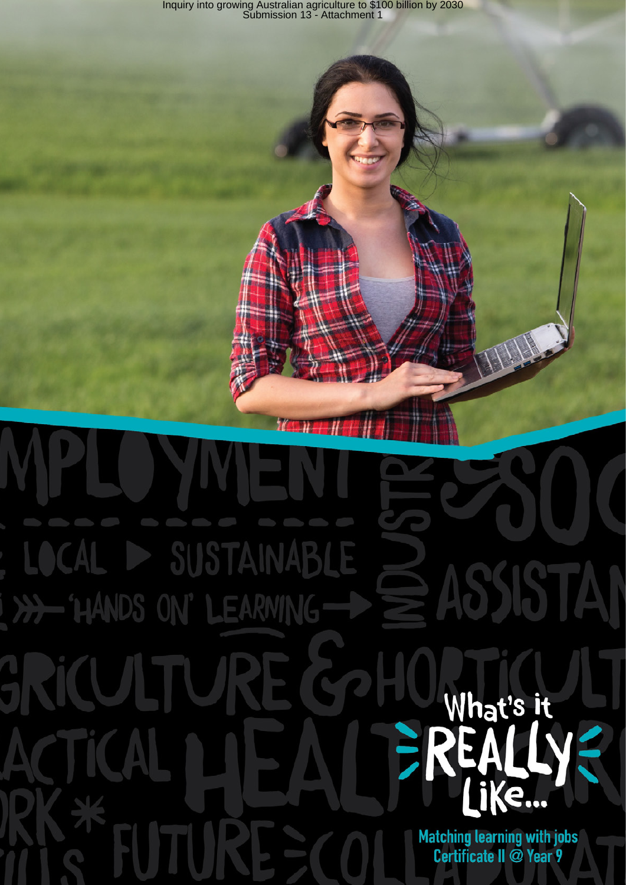# What's it REALLY Like...

**Matching learning with jobs**
**Certificate II @ Year 9**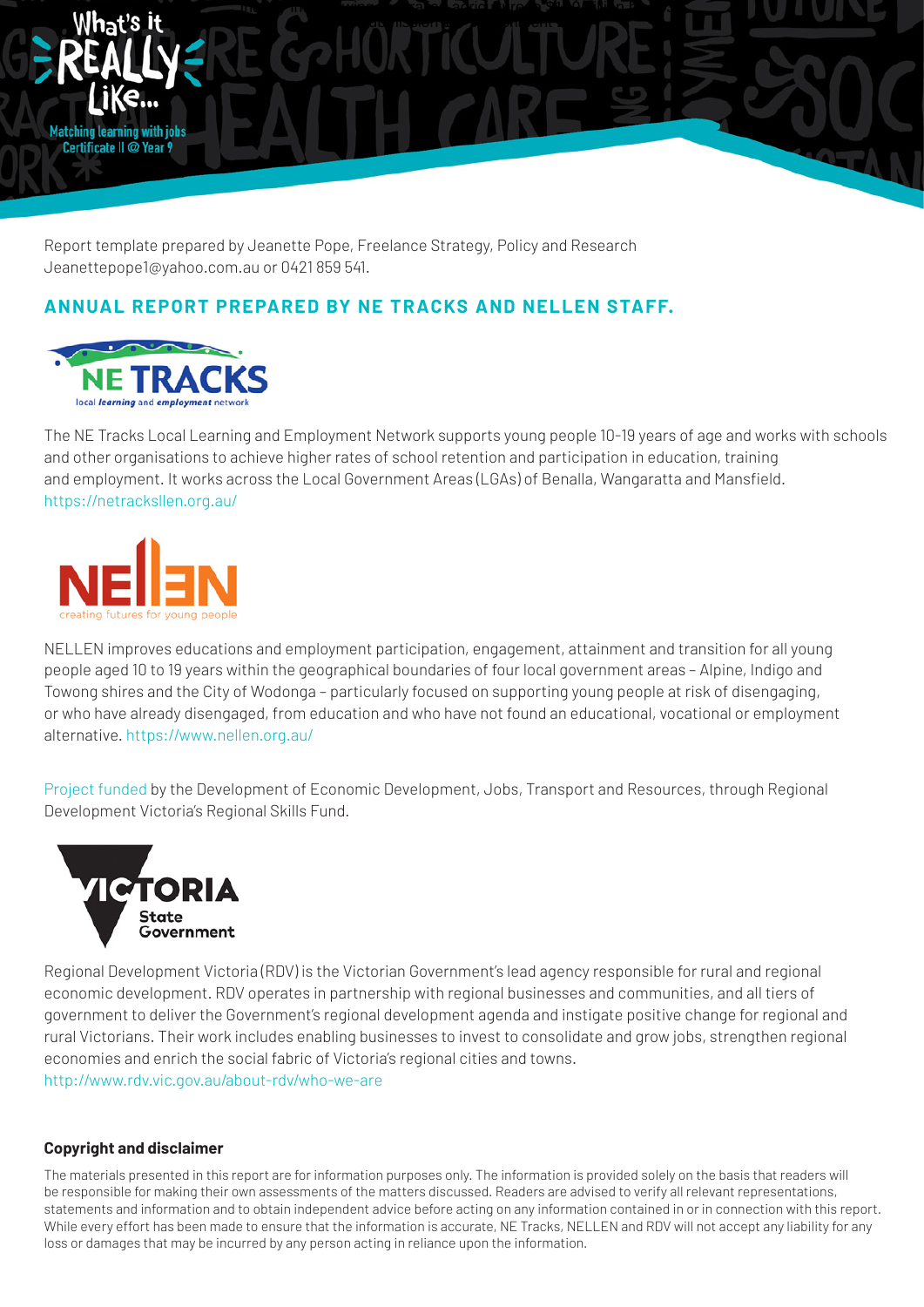Report template prepared by Jeanette Pope, Freelance Strategy, Policy and Research
Jeanettepope1@yahoo.com.au or 0421 859 541.

## ANNUAL REPORT PREPARED BY NE TRACKS AND NELLEN STAFF.

The NE Tracks Local Learning and Employment Network supports young people 10-19 years of age and works with schools and other organisations to achieve higher rates of school retention and participation in education, training and employment. It works across the Local Government Areas (LGAs) of Benalla, Wangaratta and Mansfield.
https://netracksllen.org.au/

NELLEN improves educations and employment participation, engagement, attainment and transition for all young people aged 10 to 19 years within the geographical boundaries of four local government areas – Alpine, Indigo and Towong shires and the City of Wodonga – particularly focused on supporting young people at risk of disengaging, or who have already disengaged, from education and who have not found an educational, vocational or employment alternative. https://www.nellen.org.au/

Project funded by the Development of Economic Development, Jobs, Transport and Resources, through Regional Development Victoria's Regional Skills Fund.

Regional Development Victoria (RDV) is the Victorian Government's lead agency responsible for rural and regional economic development. RDV operates in partnership with regional businesses and communities, and all tiers of government to deliver the Government's regional development agenda and instigate positive change for regional and rural Victorians. Their work includes enabling businesses to invest to consolidate and grow jobs, strengthen regional economies and enrich the social fabric of Victoria's regional cities and towns.
http://www.rdv.vic.gov.au/about-rdv/who-we-are

### Copyright and disclaimer

The materials presented in this report are for information purposes only. The information is provided solely on the basis that readers will be responsible for making their own assessments of the matters discussed. Readers are advised to verify all relevant representations, statements and information and to obtain independent advice before acting on any information contained in or in connection with this report. While every effort has been made to ensure that the information is accurate, NE Tracks, NELLEN and RDV will not accept any liability for any loss or damages that may be incurred by any person acting in reliance upon the information.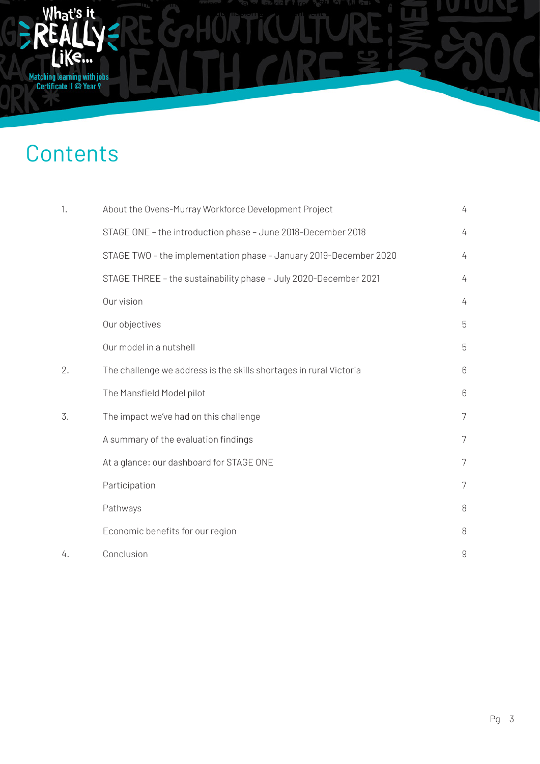# Contents

| | | |
|---|---|---|
| 1. | About the Ovens-Murray Workforce Development Project | 4 |
| | STAGE ONE – the introduction phase – June 2018-December 2018 | 4 |
| | STAGE TWO – the implementation phase – January 2019-December 2020 | 4 |
| | STAGE THREE – the sustainability phase – July 2020-December 2021 | 4 |
| | Our vision | 4 |
| | Our objectives | 5 |
| | Our model in a nutshell | 5 |
| 2. | The challenge we address is the skills shortages in rural Victoria | 6 |
| | The Mansfield Model pilot | 6 |
| 3. | The impact we've had on this challenge | 7 |
| | A summary of the evaluation findings | 7 |
| | At a glance: our dashboard for STAGE ONE | 7 |
| | Participation | 7 |
| | Pathways | 8 |
| | Economic benefits for our region | 8 |
| 4. | Conclusion | 9 |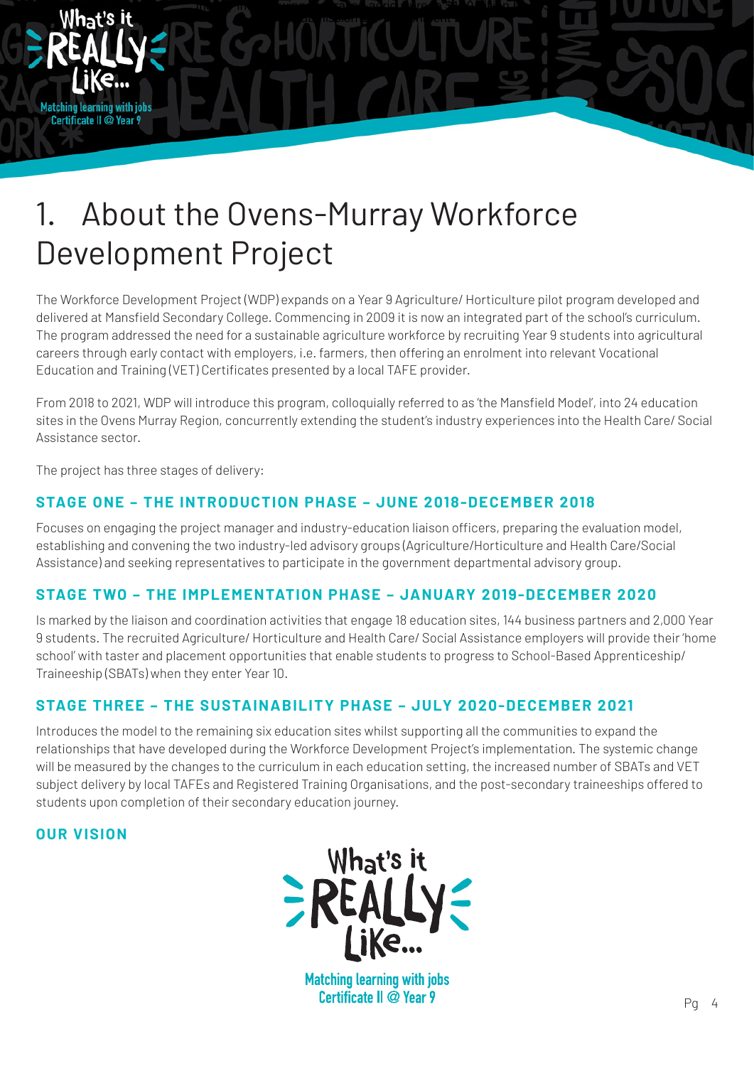# 1. About the Ovens-Murray Workforce Development Project

The Workforce Development Project (WDP) expands on a Year 9 Agriculture/ Horticulture pilot program developed and delivered at Mansfield Secondary College. Commencing in 2009 it is now an integrated part of the school's curriculum. The program addressed the need for a sustainable agriculture workforce by recruiting Year 9 students into agricultural careers through early contact with employers, i.e. farmers, then offering an enrolment into relevant Vocational Education and Training (VET) Certificates presented by a local TAFE provider.

From 2018 to 2021, WDP will introduce this program, colloquially referred to as 'the Mansfield Model', into 24 education sites in the Ovens Murray Region, concurrently extending the student's industry experiences into the Health Care/ Social Assistance sector.

The project has three stages of delivery:

### STAGE ONE – THE INTRODUCTION PHASE – JUNE 2018-DECEMBER 2018

Focuses on engaging the project manager and industry-education liaison officers, preparing the evaluation model, establishing and convening the two industry-led advisory groups (Agriculture/Horticulture and Health Care/Social Assistance) and seeking representatives to participate in the government departmental advisory group.

### STAGE TWO – THE IMPLEMENTATION PHASE – JANUARY 2019-DECEMBER 2020

Is marked by the liaison and coordination activities that engage 18 education sites, 144 business partners and 2,000 Year 9 students. The recruited Agriculture/ Horticulture and Health Care/ Social Assistance employers will provide their 'home school' with taster and placement opportunities that enable students to progress to School-Based Apprenticeship/ Traineeship (SBATs) when they enter Year 10.

### STAGE THREE – THE SUSTAINABILITY PHASE – JULY 2020-DECEMBER 2021

Introduces the model to the remaining six education sites whilst supporting all the communities to expand the relationships that have developed during the Workforce Development Project's implementation. The systemic change will be measured by the changes to the curriculum in each education setting, the increased number of SBATs and VET subject delivery by local TAFEs and Registered Training Organisations, and the post-secondary traineeships offered to students upon completion of their secondary education journey.

### OUR VISION

What's it REALLY Like...

Matching learning with jobs
Certificate II @ Year 9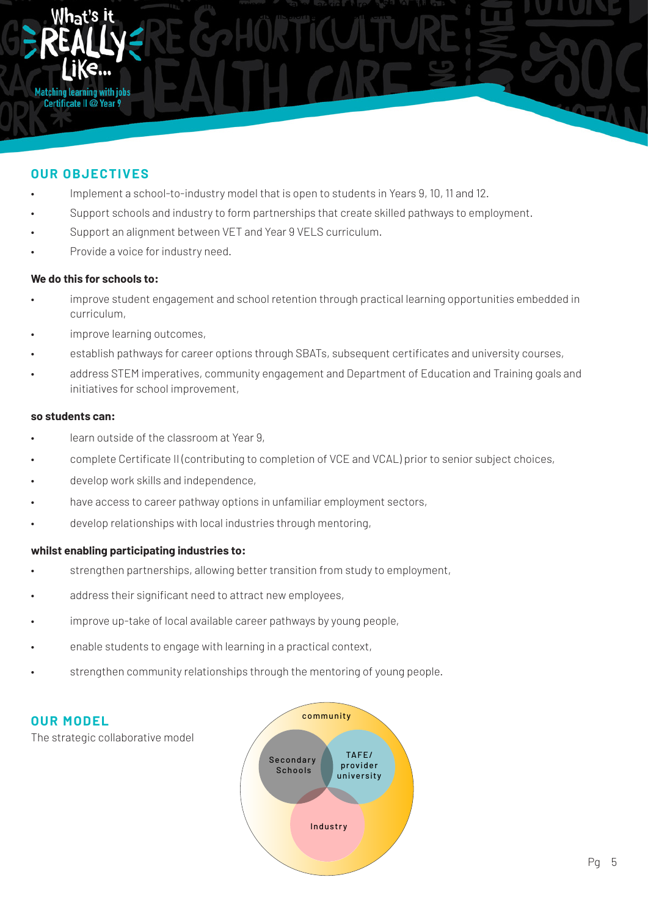## OUR OBJECTIVES

- Implement a school-to-industry model that is open to students in Years 9, 10, 11 and 12.
- Support schools and industry to form partnerships that create skilled pathways to employment.
- Support an alignment between VET and Year 9 VELS curriculum.
- Provide a voice for industry need.

**We do this for schools to:**

- improve student engagement and school retention through practical learning opportunities embedded in curriculum,
- improve learning outcomes,
- establish pathways for career options through SBATs, subsequent certificates and university courses,
- address STEM imperatives, community engagement and Department of Education and Training goals and initiatives for school improvement,

**so students can:**

- learn outside of the classroom at Year 9,
- complete Certificate II (contributing to completion of VCE and VCAL) prior to senior subject choices,
- develop work skills and independence,
- have access to career pathway options in unfamiliar employment sectors,
- develop relationships with local industries through mentoring,

**whilst enabling participating industries to:**

- strengthen partnerships, allowing better transition from study to employment,
- address their significant need to attract new employees,
- improve up-take of local available career pathways by young people,
- enable students to engage with learning in a practical context,
- strengthen community relationships through the mentoring of young people.

## OUR MODEL

The strategic collaborative model

community

Secondary Schools

TAFE/ provider university

Industry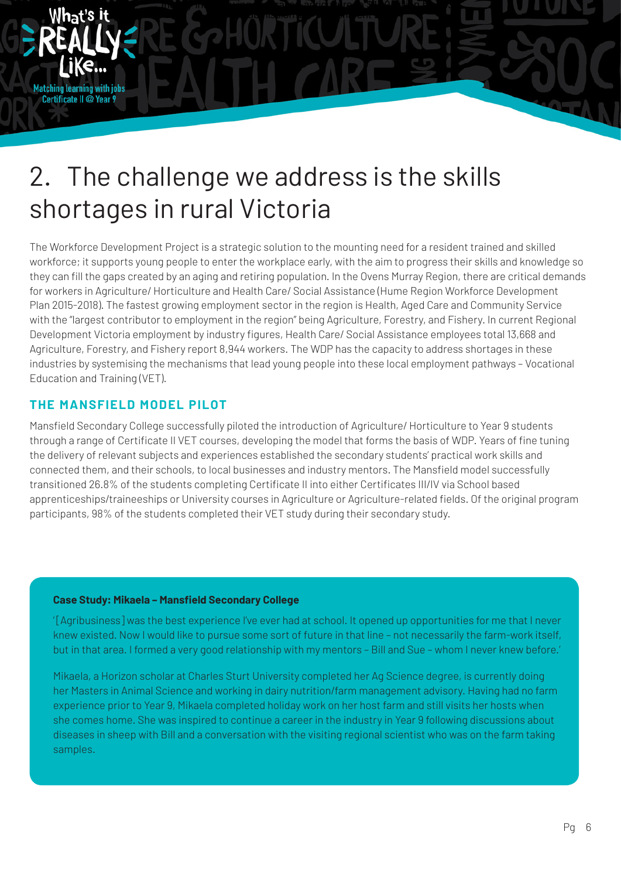# 2. The challenge we address is the skills shortages in rural Victoria

The Workforce Development Project is a strategic solution to the mounting need for a resident trained and skilled workforce; it supports young people to enter the workplace early, with the aim to progress their skills and knowledge so they can fill the gaps created by an aging and retiring population. In the Ovens Murray Region, there are critical demands for workers in Agriculture/ Horticulture and Health Care/ Social Assistance (Hume Region Workforce Development Plan 2015-2018). The fastest growing employment sector in the region is Health, Aged Care and Community Service with the "largest contributor to employment in the region" being Agriculture, Forestry, and Fishery. In current Regional Development Victoria employment by industry figures, Health Care/ Social Assistance employees total 13,668 and Agriculture, Forestry, and Fishery report 8,944 workers. The WDP has the capacity to address shortages in these industries by systemising the mechanisms that lead young people into these local employment pathways – Vocational Education and Training (VET).

## THE MANSFIELD MODEL PILOT

Mansfield Secondary College successfully piloted the introduction of Agriculture/ Horticulture to Year 9 students through a range of Certificate II VET courses, developing the model that forms the basis of WDP. Years of fine tuning the delivery of relevant subjects and experiences established the secondary students' practical work skills and connected them, and their schools, to local businesses and industry mentors. The Mansfield model successfully transitioned 26.8% of the students completing Certificate II into either Certificates III/IV via School based apprenticeships/traineeships or University courses in Agriculture or Agriculture-related fields. Of the original program participants, 98% of the students completed their VET study during their secondary study.

**Case Study: Mikaela – Mansfield Secondary College**

'[Agribusiness] was the best experience I've ever had at school. It opened up opportunities for me that I never knew existed. Now I would like to pursue some sort of future in that line – not necessarily the farm-work itself, but in that area. I formed a very good relationship with my mentors – Bill and Sue – whom I never knew before.'

Mikaela, a Horizon scholar at Charles Sturt University completed her Ag Science degree, is currently doing her Masters in Animal Science and working in dairy nutrition/farm management advisory. Having had no farm experience prior to Year 9, Mikaela completed holiday work on her host farm and still visits her hosts when she comes home. She was inspired to continue a career in the industry in Year 9 following discussions about diseases in sheep with Bill and a conversation with the visiting regional scientist who was on the farm taking samples.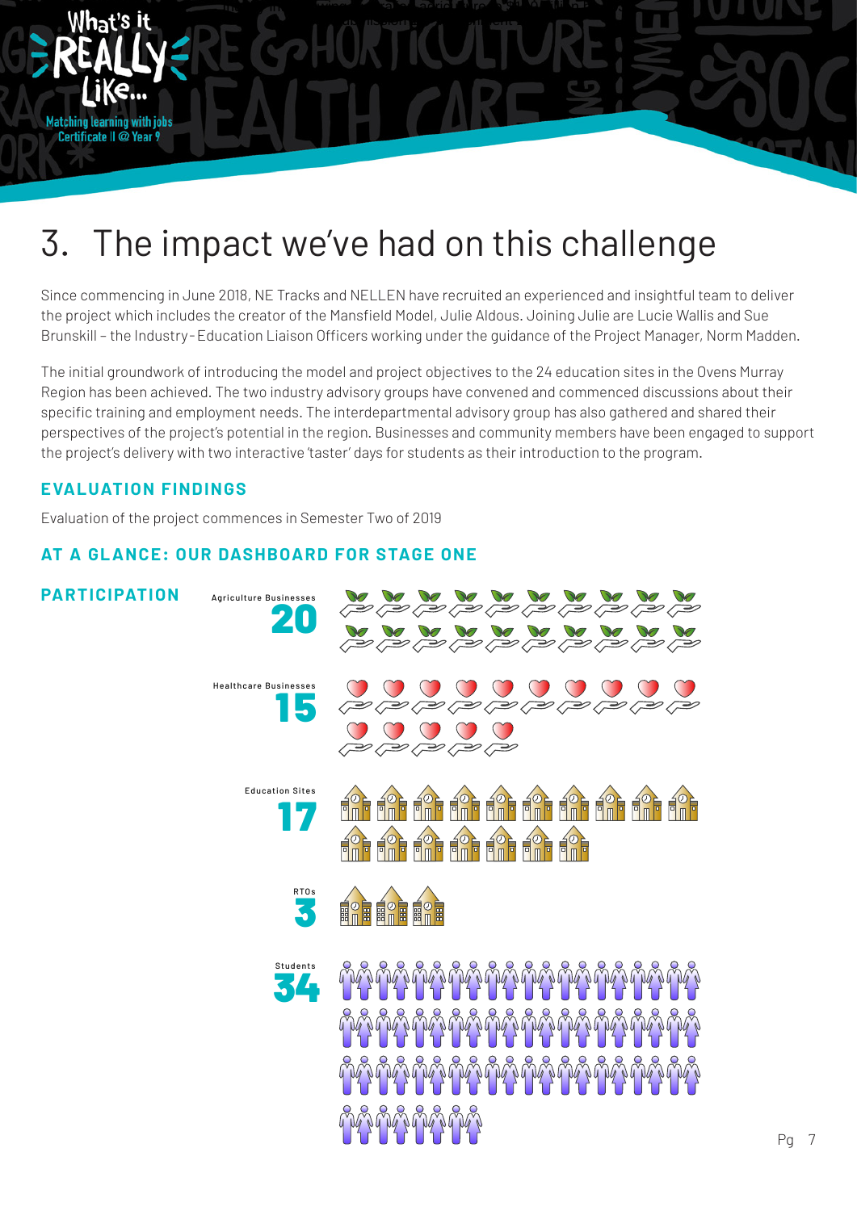# 3. The impact we've had on this challenge

Since commencing in June 2018, NE Tracks and NELLEN have recruited an experienced and insightful team to deliver the project which includes the creator of the Mansfield Model, Julie Aldous. Joining Julie are Lucie Wallis and Sue Brunskill – the Industry-Education Liaison Officers working under the guidance of the Project Manager, Norm Madden.

The initial groundwork of introducing the model and project objectives to the 24 education sites in the Ovens Murray Region has been achieved. The two industry advisory groups have convened and commenced discussions about their specific training and employment needs. The interdepartmental advisory group has also gathered and shared their perspectives of the project's potential in the region. Businesses and community members have been engaged to support the project's delivery with two interactive 'taster' days for students as their introduction to the program.

## EVALUATION FINDINGS

Evaluation of the project commences in Semester Two of 2019

## AT A GLANCE: OUR DASHBOARD FOR STAGE ONE

### PARTICIPATION

Agriculture Businesses **20**

Healthcare Businesses **15**

Education Sites **17**

RTOs **3**

Students **34**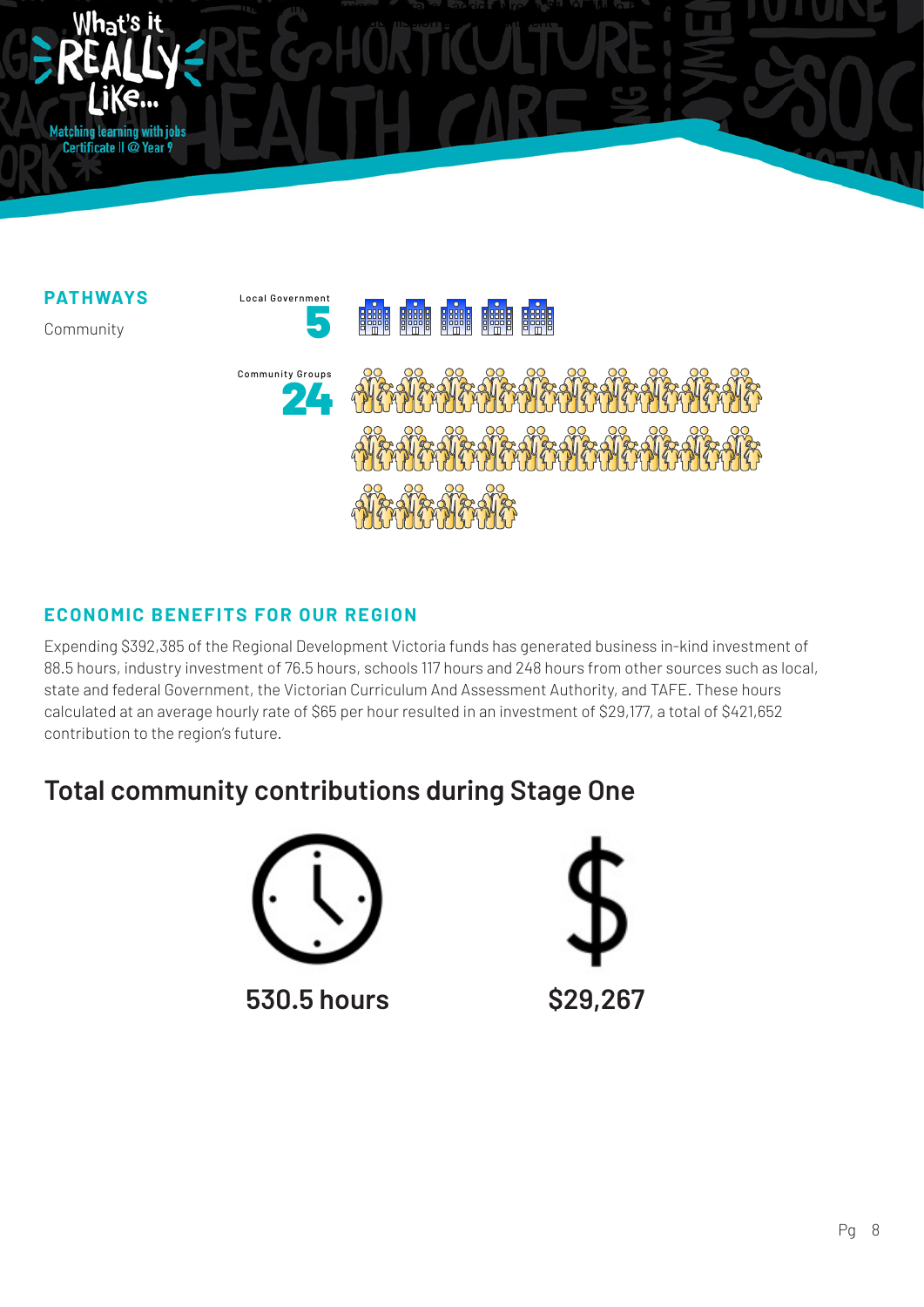## PATHWAYS

Community

Local Government
5

Community Groups
24

## ECONOMIC BENEFITS FOR OUR REGION

Expending $392,385 of the Regional Development Victoria funds has generated business in-kind investment of 88.5 hours, industry investment of 76.5 hours, schools 117 hours and 248 hours from other sources such as local, state and federal Government, the Victorian Curriculum And Assessment Authority, and TAFE. These hours calculated at an average hourly rate of $65 per hour resulted in an investment of $29,177, a total of $421,652 contribution to the region's future.

## Total community contributions during Stage One

530.5 hours

$29,267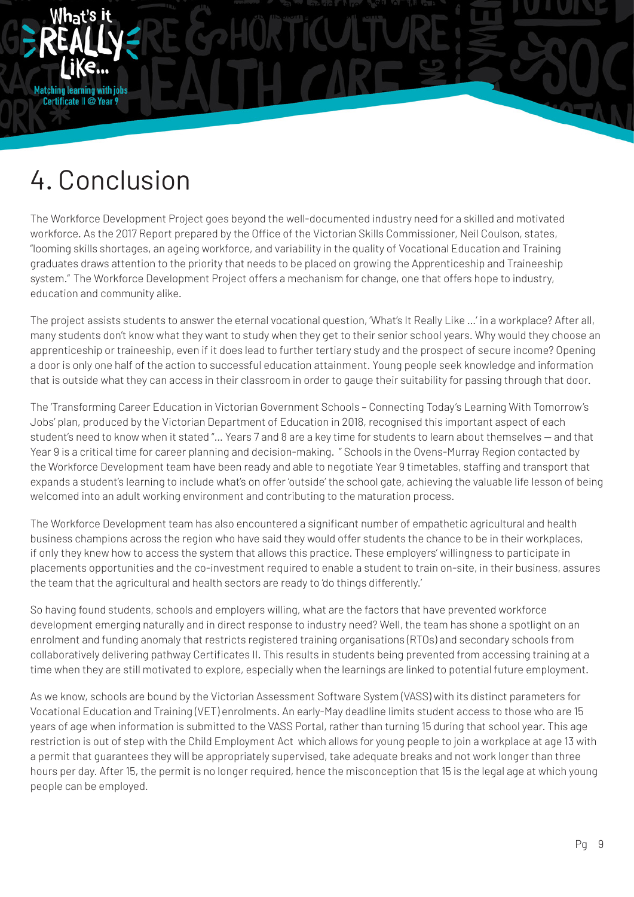# 4. Conclusion

The Workforce Development Project goes beyond the well-documented industry need for a skilled and motivated workforce. As the 2017 Report prepared by the Office of the Victorian Skills Commissioner, Neil Coulson, states, "looming skills shortages, an ageing workforce, and variability in the quality of Vocational Education and Training graduates draws attention to the priority that needs to be placed on growing the Apprenticeship and Traineeship system." The Workforce Development Project offers a mechanism for change, one that offers hope to industry, education and community alike.

The project assists students to answer the eternal vocational question, 'What's It Really Like ...' in a workplace? After all, many students don't know what they want to study when they get to their senior school years. Why would they choose an apprenticeship or traineeship, even if it does lead to further tertiary study and the prospect of secure income? Opening a door is only one half of the action to successful education attainment. Young people seek knowledge and information that is outside what they can access in their classroom in order to gauge their suitability for passing through that door.

The 'Transforming Career Education in Victorian Government Schools – Connecting Today's Learning With Tomorrow's Jobs' plan, produced by the Victorian Department of Education in 2018, recognised this important aspect of each student's need to know when it stated "... Years 7 and 8 are a key time for students to learn about themselves — and that Year 9 is a critical time for career planning and decision-making. " Schools in the Ovens-Murray Region contacted by the Workforce Development team have been ready and able to negotiate Year 9 timetables, staffing and transport that expands a student's learning to include what's on offer 'outside' the school gate, achieving the valuable life lesson of being welcomed into an adult working environment and contributing to the maturation process.

The Workforce Development team has also encountered a significant number of empathetic agricultural and health business champions across the region who have said they would offer students the chance to be in their workplaces, if only they knew how to access the system that allows this practice. These employers' willingness to participate in placements opportunities and the co-investment required to enable a student to train on-site, in their business, assures the team that the agricultural and health sectors are ready to 'do things differently.'

So having found students, schools and employers willing, what are the factors that have prevented workforce development emerging naturally and in direct response to industry need? Well, the team has shone a spotlight on an enrolment and funding anomaly that restricts registered training organisations (RTOs) and secondary schools from collaboratively delivering pathway Certificates II. This results in students being prevented from accessing training at a time when they are still motivated to explore, especially when the learnings are linked to potential future employment.

As we know, schools are bound by the Victorian Assessment Software System (VASS) with its distinct parameters for Vocational Education and Training (VET) enrolments. An early-May deadline limits student access to those who are 15 years of age when information is submitted to the VASS Portal, rather than turning 15 during that school year. This age restriction is out of step with the Child Employment Act which allows for young people to join a workplace at age 13 with a permit that guarantees they will be appropriately supervised, take adequate breaks and not work longer than three hours per day. After 15, the permit is no longer required, hence the misconception that 15 is the legal age at which young people can be employed.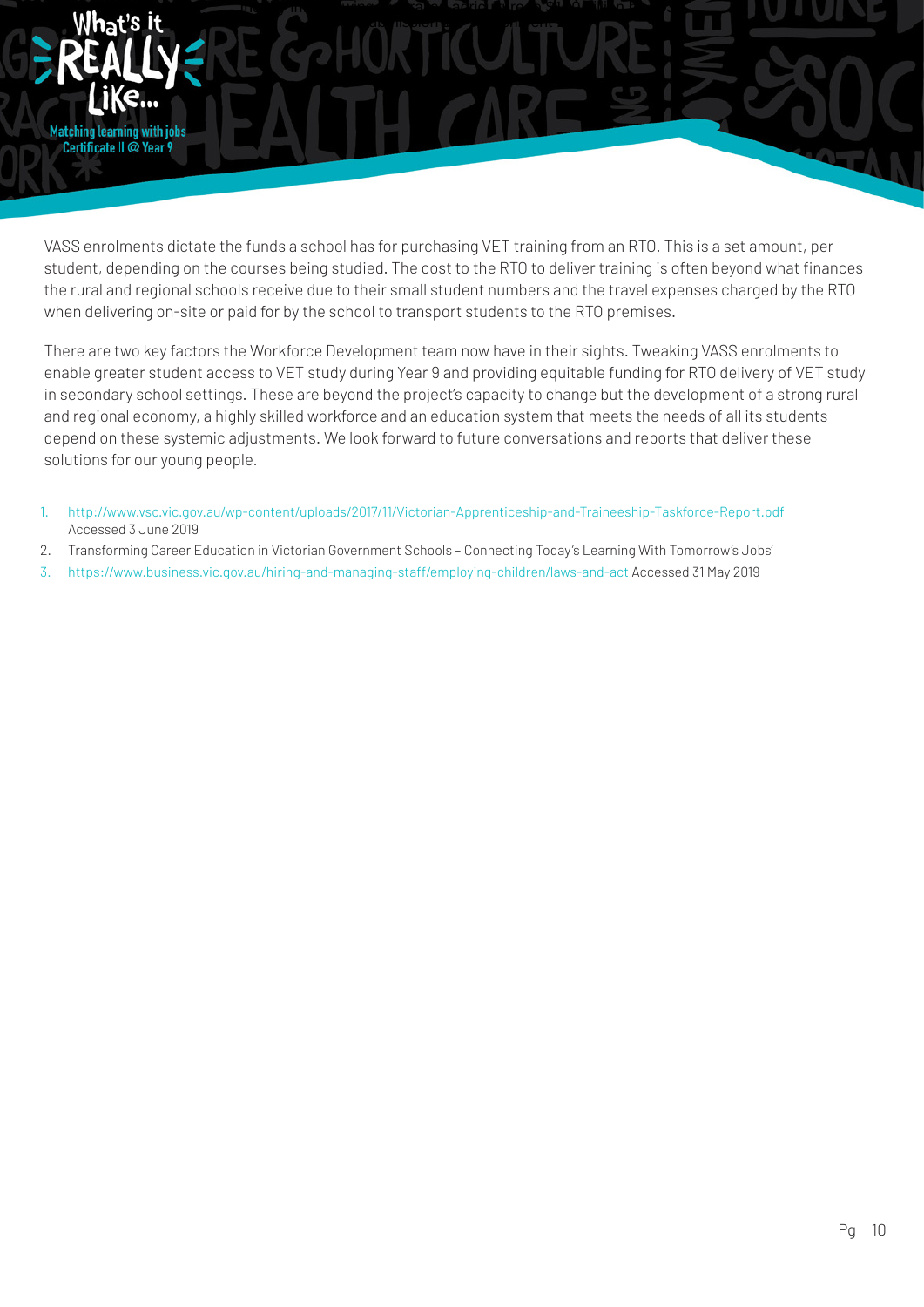VASS enrolments dictate the funds a school has for purchasing VET training from an RTO. This is a set amount, per student, depending on the courses being studied. The cost to the RTO to deliver training is often beyond what finances the rural and regional schools receive due to their small student numbers and the travel expenses charged by the RTO when delivering on-site or paid for by the school to transport students to the RTO premises.

There are two key factors the Workforce Development team now have in their sights. Tweaking VASS enrolments to enable greater student access to VET study during Year 9 and providing equitable funding for RTO delivery of VET study in secondary school settings. These are beyond the project's capacity to change but the development of a strong rural and regional economy, a highly skilled workforce and an education system that meets the needs of all its students depend on these systemic adjustments. We look forward to future conversations and reports that deliver these solutions for our young people.

1. http://www.vsc.vic.gov.au/wp-content/uploads/2017/11/Victorian-Apprenticeship-and-Traineeship-Taskforce-Report.pdf Accessed 3 June 2019
2. Transforming Career Education in Victorian Government Schools – Connecting Today's Learning With Tomorrow's Jobs'
3. https://www.business.vic.gov.au/hiring-and-managing-staff/employing-children/laws-and-act Accessed 31 May 2019